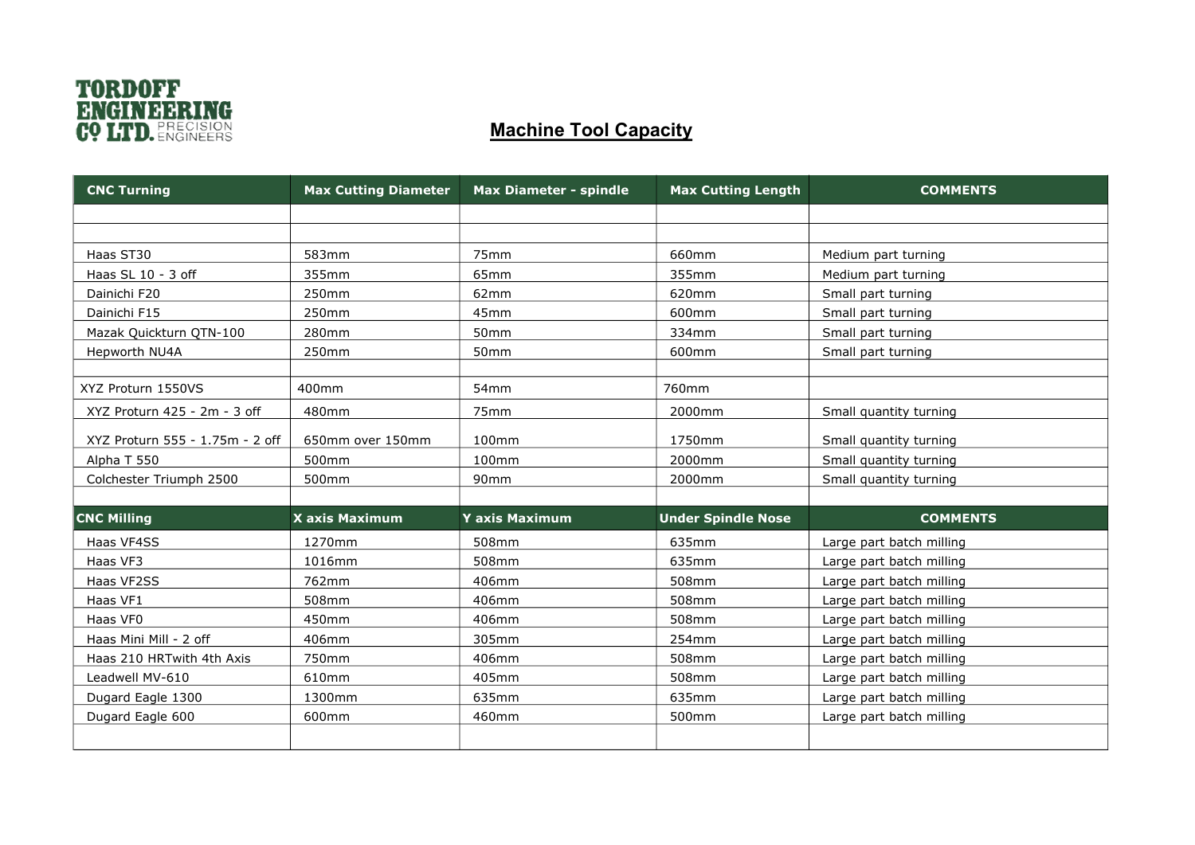TORDOFF ENGINEERING Co LTD. PRECISION ENGINEERS

# Machine Tool Capacity

| CNC Turning | Max Cutting Diameter | Max Diameter - spindle | Max Cutting Length | COMMENTS |
| --- | --- | --- | --- | --- |
| | | | | |
| | | | | |
| Haas ST30 | 583mm | 75mm | 660mm | Medium part turning |
| Haas SL 10 - 3 off | 355mm | 65mm | 355mm | Medium part turning |
| Dainichi F20 | 250mm | 62mm | 620mm | Small part turning |
| Dainichi F15 | 250mm | 45mm | 600mm | Small part turning |
| Mazak Quickturn QTN-100 | 280mm | 50mm | 334mm | Small part turning |
| Hepworth NU4A | 250mm | 50mm | 600mm | Small part turning |
| | | | | |
| XYZ Proturn 1550VS | 400mm | 54mm | 760mm | |
| XYZ Proturn 425 - 2m - 3 off | 480mm | 75mm | 2000mm | Small quantity turning |
| XYZ Proturn 555 - 1.75m - 2 off | 650mm over 150mm | 100mm | 1750mm | Small quantity turning |
| Alpha T 550 | 500mm | 100mm | 2000mm | Small quantity turning |
| Colchester Triumph 2500 | 500mm | 90mm | 2000mm | Small quantity turning |
| | | | | |
| **CNC Milling** | **X axis Maximum** | **Y axis Maximum** | **Under Spindle Nose** | **COMMENTS** |
| Haas VF4SS | 1270mm | 508mm | 635mm | Large part batch milling |
| Haas VF3 | 1016mm | 508mm | 635mm | Large part batch milling |
| Haas VF2SS | 762mm | 406mm | 508mm | Large part batch milling |
| Haas VF1 | 508mm | 406mm | 508mm | Large part batch milling |
| Haas VF0 | 450mm | 406mm | 508mm | Large part batch milling |
| Haas Mini Mill - 2 off | 406mm | 305mm | 254mm | Large part batch milling |
| Haas 210 HRTwith 4th Axis | 750mm | 406mm | 508mm | Large part batch milling |
| Leadwell MV-610 | 610mm | 405mm | 508mm | Large part batch milling |
| Dugard Eagle 1300 | 1300mm | 635mm | 635mm | Large part batch milling |
| Dugard Eagle 600 | 600mm | 460mm | 500mm | Large part batch milling |
| | | | | |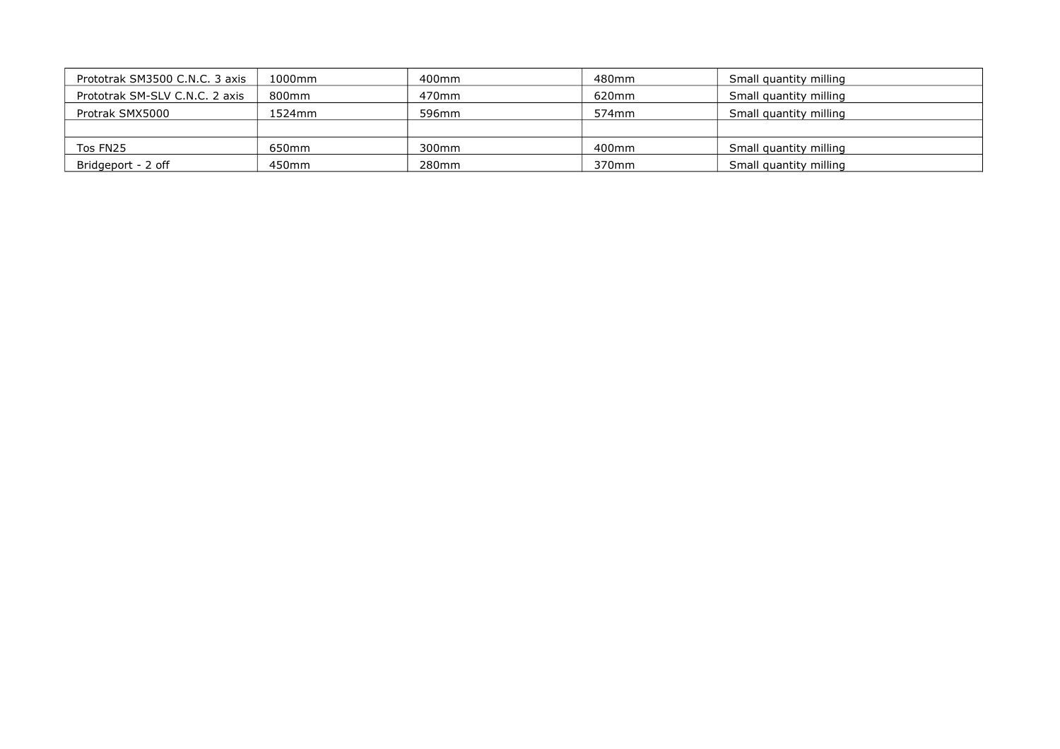| | | | | |
|---|---|---|---|---|
| Prototrak SM3500 C.N.C. 3 axis | 1000mm | 400mm | 480mm | Small quantity milling |
| Prototrak SM-SLV C.N.C. 2 axis | 800mm | 470mm | 620mm | Small quantity milling |
| Protrak SMX5000 | 1524mm | 596mm | 574mm | Small quantity milling |
| | | | | |
| Tos FN25 | 650mm | 300mm | 400mm | Small quantity milling |
| Bridgeport - 2 off | 450mm | 280mm | 370mm | Small quantity milling |